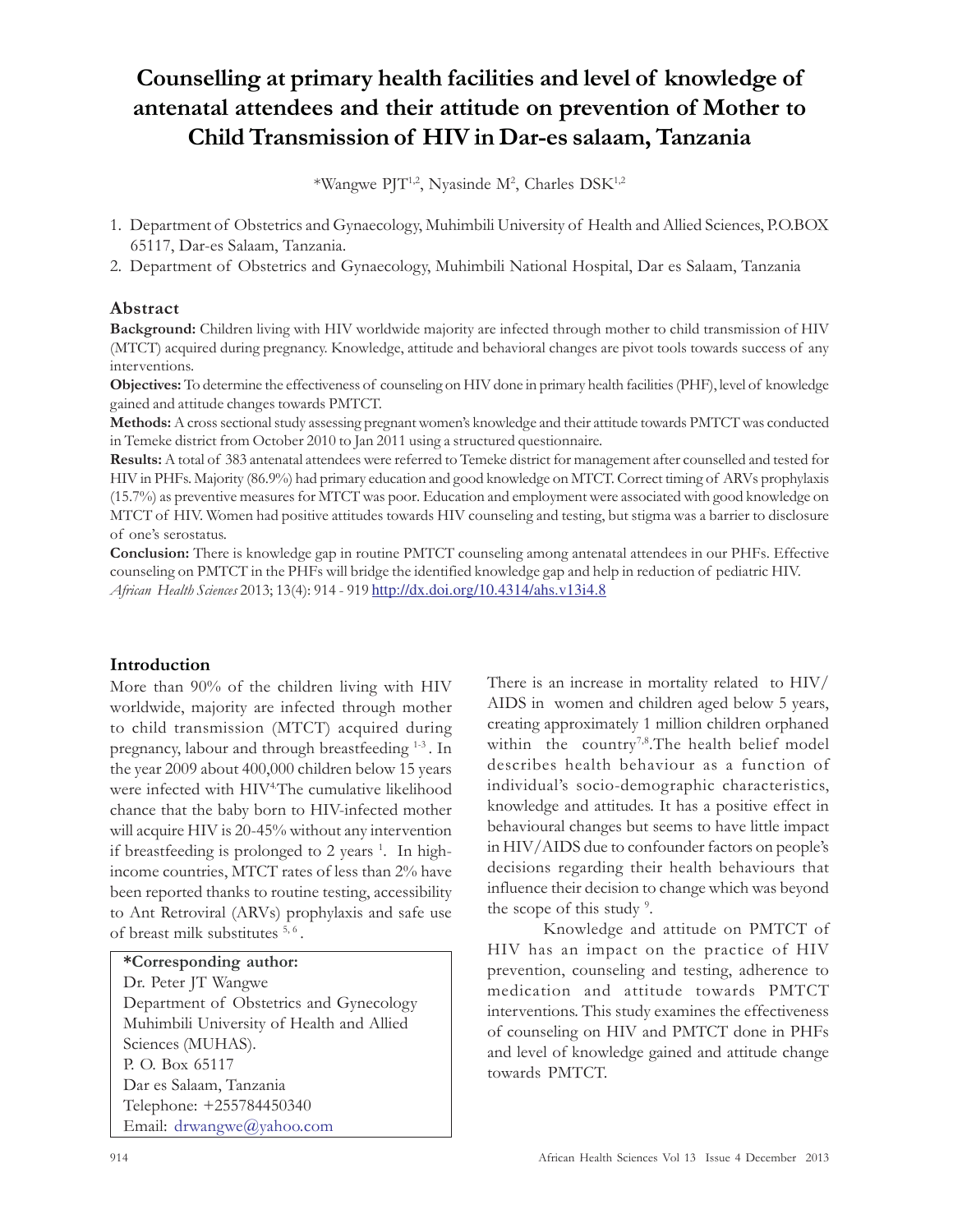# Counselling at primary health facilities and level of knowledge of antenatal attendees and their attitude on prevention of Mother to Child Transmission of HIV in Dar-es salaam, Tanzania

*Wangwe PJT[1,2], Nyasinde M[2], Charles DSK[1,2]

1. Department of Obstetrics and Gynaecology, Muhimbili University of Health and Allied Sciences, P.O.BOX 65117, Dar-es Salaam, Tanzania.
2. Department of Obstetrics and Gynaecology, Muhimbili National Hospital, Dar es Salaam, Tanzania

## Abstract

**Background:** Children living with HIV worldwide majority are infected through mother to child transmission of HIV (MTCT) acquired during pregnancy. Knowledge, attitude and behavioral changes are pivot tools towards success of any interventions.

**Objectives:** To determine the effectiveness of counseling on HIV done in primary health facilities (PHF), level of knowledge gained and attitude changes towards PMTCT.

**Methods:** A cross sectional study assessing pregnant women's knowledge and their attitude towards PMTCT was conducted in Temeke district from October 2010 to Jan 2011 using a structured questionnaire.

**Results:** A total of 383 antenatal attendees were referred to Temeke district for management after counselled and tested for HIV in PHFs. Majority (86.9%) had primary education and good knowledge on MTCT. Correct timing of ARVs prophylaxis (15.7%) as preventive measures for MTCT was poor. Education and employment were associated with good knowledge on MTCT of HIV. Women had positive attitudes towards HIV counseling and testing, but stigma was a barrier to disclosure of one's serostatus.

**Conclusion:** There is knowledge gap in routine PMTCT counseling among antenatal attendees in our PHFs. Effective counseling on PMTCT in the PHFs will bridge the identified knowledge gap and help in reduction of pediatric HIV.

*African Health Sciences* 2013; 13(4): 914 - 919 http://dx.doi.org/10.4314/ahs.v13i4.8

## Introduction

More than 90% of the children living with HIV worldwide, majority are infected through mother to child transmission (MTCT) acquired during pregnancy, labour and through breastfeeding [1-3]. In the year 2009 about 400,000 children below 15 years were infected with HIV[4].The cumulative likelihood chance that the baby born to HIV-infected mother will acquire HIV is 20-45% without any intervention if breastfeeding is prolonged to 2 years [1]. In high-income countries, MTCT rates of less than 2% have been reported thanks to routine testing, accessibility to Ant Retroviral (ARVs) prophylaxis and safe use of breast milk substitutes [5, 6].

**\*Corresponding author:**
Dr. Peter JT Wangwe
Department of Obstetrics and Gynecology
Muhimbili University of Health and Allied Sciences (MUHAS).
P. O. Box 65117
Dar es Salaam, Tanzania
Telephone: +255784450340
Email: drwangwe@yahoo.com

There is an increase in mortality related to HIV/AIDS in women and children aged below 5 years, creating approximately 1 million children orphaned within the country[7,8].The health belief model describes health behaviour as a function of individual's socio-demographic characteristics, knowledge and attitudes. It has a positive effect in behavioural changes but seems to have little impact in HIV/AIDS due to confounder factors on people's decisions regarding their health behaviours that influence their decision to change which was beyond the scope of this study [9].

Knowledge and attitude on PMTCT of HIV has an impact on the practice of HIV prevention, counseling and testing, adherence to medication and attitude towards PMTCT interventions. This study examines the effectiveness of counseling on HIV and PMTCT done in PHFs and level of knowledge gained and attitude change towards PMTCT.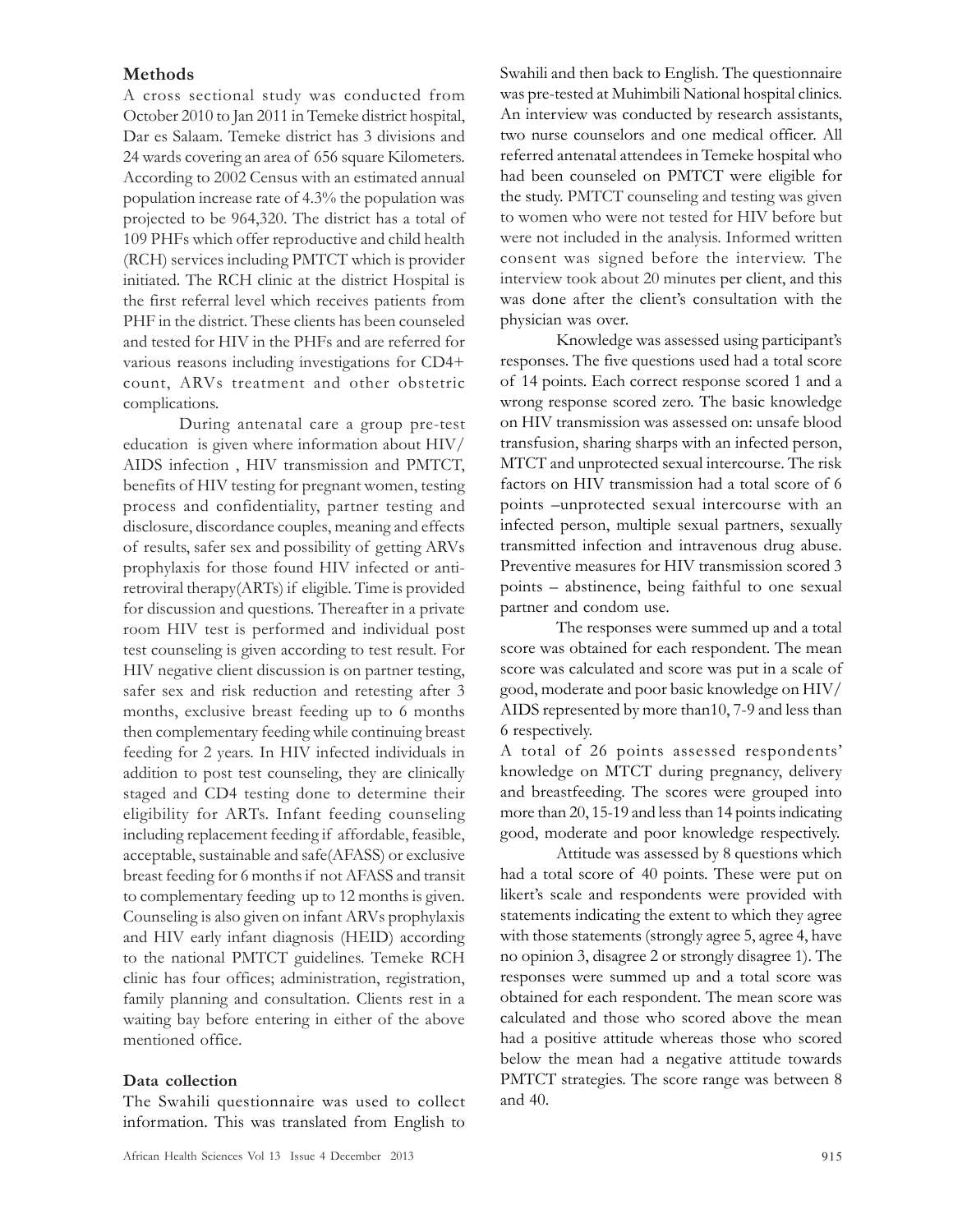## Methods

A cross sectional study was conducted from October 2010 to Jan 2011 in Temeke district hospital, Dar es Salaam. Temeke district has 3 divisions and 24 wards covering an area of 656 square Kilometers. According to 2002 Census with an estimated annual population increase rate of 4.3% the population was projected to be 964,320. The district has a total of 109 PHFs which offer reproductive and child health (RCH) services including PMTCT which is provider initiated. The RCH clinic at the district Hospital is the first referral level which receives patients from PHF in the district. These clients has been counseled and tested for HIV in the PHFs and are referred for various reasons including investigations for CD4+ count, ARVs treatment and other obstetric complications.

During antenatal care a group pre-test education is given where information about HIV/ AIDS infection , HIV transmission and PMTCT, benefits of HIV testing for pregnant women, testing process and confidentiality, partner testing and disclosure, discordance couples, meaning and effects of results, safer sex and possibility of getting ARVs prophylaxis for those found HIV infected or anti-retroviral therapy(ARTs) if eligible. Time is provided for discussion and questions. Thereafter in a private room HIV test is performed and individual post test counseling is given according to test result. For HIV negative client discussion is on partner testing, safer sex and risk reduction and retesting after 3 months, exclusive breast feeding up to 6 months then complementary feeding while continuing breast feeding for 2 years. In HIV infected individuals in addition to post test counseling, they are clinically staged and CD4 testing done to determine their eligibility for ARTs. Infant feeding counseling including replacement feeding if affordable, feasible, acceptable, sustainable and safe(AFASS) or exclusive breast feeding for 6 months if not AFASS and transit to complementary feeding up to 12 months is given. Counseling is also given on infant ARVs prophylaxis and HIV early infant diagnosis (HEID) according to the national PMTCT guidelines. Temeke RCH clinic has four offices; administration, registration, family planning and consultation. Clients rest in a waiting bay before entering in either of the above mentioned office.

### Data collection

The Swahili questionnaire was used to collect information. This was translated from English to Swahili and then back to English. The questionnaire was pre-tested at Muhimbili National hospital clinics. An interview was conducted by research assistants, two nurse counselors and one medical officer. All referred antenatal attendees in Temeke hospital who had been counseled on PMTCT were eligible for the study. PMTCT counseling and testing was given to women who were not tested for HIV before but were not included in the analysis. Informed written consent was signed before the interview. The interview took about 20 minutes per client, and this was done after the client's consultation with the physician was over.

Knowledge was assessed using participant's responses. The five questions used had a total score of 14 points. Each correct response scored 1 and a wrong response scored zero. The basic knowledge on HIV transmission was assessed on: unsafe blood transfusion, sharing sharps with an infected person, MTCT and unprotected sexual intercourse. The risk factors on HIV transmission had a total score of 6 points –unprotected sexual intercourse with an infected person, multiple sexual partners, sexually transmitted infection and intravenous drug abuse. Preventive measures for HIV transmission scored 3 points – abstinence, being faithful to one sexual partner and condom use.

The responses were summed up and a total score was obtained for each respondent. The mean score was calculated and score was put in a scale of good, moderate and poor basic knowledge on HIV/ AIDS represented by more than10, 7-9 and less than 6 respectively.

A total of 26 points assessed respondents' knowledge on MTCT during pregnancy, delivery and breastfeeding. The scores were grouped into more than 20, 15-19 and less than 14 points indicating good, moderate and poor knowledge respectively.

Attitude was assessed by 8 questions which had a total score of 40 points. These were put on likert's scale and respondents were provided with statements indicating the extent to which they agree with those statements (strongly agree 5, agree 4, have no opinion 3, disagree 2 or strongly disagree 1). The responses were summed up and a total score was obtained for each respondent. The mean score was calculated and those who scored above the mean had a positive attitude whereas those who scored below the mean had a negative attitude towards PMTCT strategies. The score range was between 8 and 40.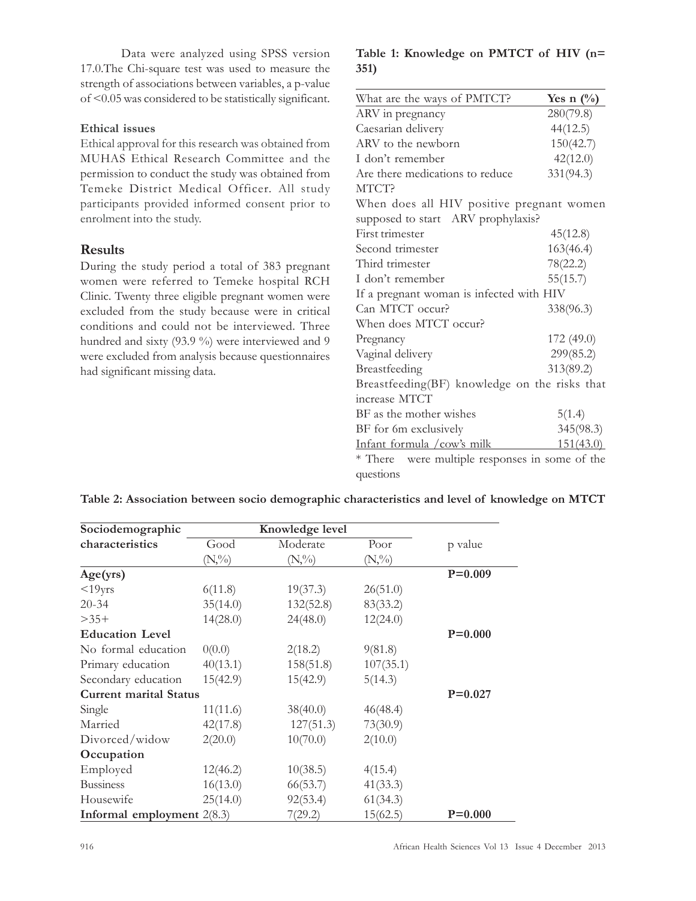Data were analyzed using SPSS version 17.0.The Chi-square test was used to measure the strength of associations between variables, a p-value of <0.05 was considered to be statistically significant.

**Ethical issues**

Ethical approval for this research was obtained from MUHAS Ethical Research Committee and the permission to conduct the study was obtained from Temeke District Medical Officer. All study participants provided informed consent prior to enrolment into the study.

## Results

During the study period a total of 383 pregnant women were referred to Temeke hospital RCH Clinic. Twenty three eligible pregnant women were excluded from the study because were in critical conditions and could not be interviewed. Three hundred and sixty (93.9 %) were interviewed and 9 were excluded from analysis because questionnaires had significant missing data.

**Table 1: Knowledge on PMTCT of HIV (n= 351)**

| What are the ways of PMTCT? | Yes n (%) |
|---|---|
| ARV in pregnancy | 280(79.8) |
| Caesarian delivery | 44(12.5) |
| ARV to the newborn | 150(42.7) |
| I don't remember | 42(12.0) |
| Are there medications to reduce MTCT? | 331(94.3) |
| When does all HIV positive pregnant women supposed to start ARV prophylaxis? | |
| First trimester | 45(12.8) |
| Second trimester | 163(46.4) |
| Third trimester | 78(22.2) |
| I don't remember | 55(15.7) |
| If a pregnant woman is infected with HIV | |
| Can MTCT occur? | 338(96.3) |
| When does MTCT occur? | |
| Pregnancy | 172 (49.0) |
| Vaginal delivery | 299(85.2) |
| Breastfeeding | 313(89.2) |
| Breastfeeding(BF) knowledge on the risks that increase MTCT | |
| BF as the mother wishes | 5(1.4) |
| BF for 6m exclusively | 345(98.3) |
| Infant formula /cow's milk | 151(43.0) |

* There were multiple responses in some of the questions

**Table 2: Association between socio demographic characteristics and level of knowledge on MTCT**

| Sociodemographic characteristics | Knowledge level | | | p value |
|---|---|---|---|---|
| | Good (N,%) | Moderate (N,%) | Poor (N,%) | |
| **Age(yrs)** | | | | **P=0.009** |
| <19yrs | 6(11.8) | 19(37.3) | 26(51.0) | |
| 20-34 | 35(14.0) | 132(52.8) | 83(33.2) | |
| >35+ | 14(28.0) | 24(48.0) | 12(24.0) | |
| **Education Level** | | | | **P=0.000** |
| No formal education | 0(0.0) | 2(18.2) | 9(81.8) | |
| Primary education | 40(13.1) | 158(51.8) | 107(35.1) | |
| Secondary education | 15(42.9) | 15(42.9) | 5(14.3) | |
| **Current marital Status** | | | | **P=0.027** |
| Single | 11(11.6) | 38(40.0) | 46(48.4) | |
| Married | 42(17.8) | 127(51.3) | 73(30.9) | |
| Divorced/widow | 2(20.0) | 10(70.0) | 2(10.0) | |
| **Occupation** | | | | |
| Employed | 12(46.2) | 10(38.5) | 4(15.4) | |
| Bussiness | 16(13.0) | 66(53.7) | 41(33.3) | |
| Housewife | 25(14.0) | 92(53.4) | 61(34.3) | |
| **Informal employment** | 2(8.3) | 7(29.2) | 15(62.5) | **P=0.000** |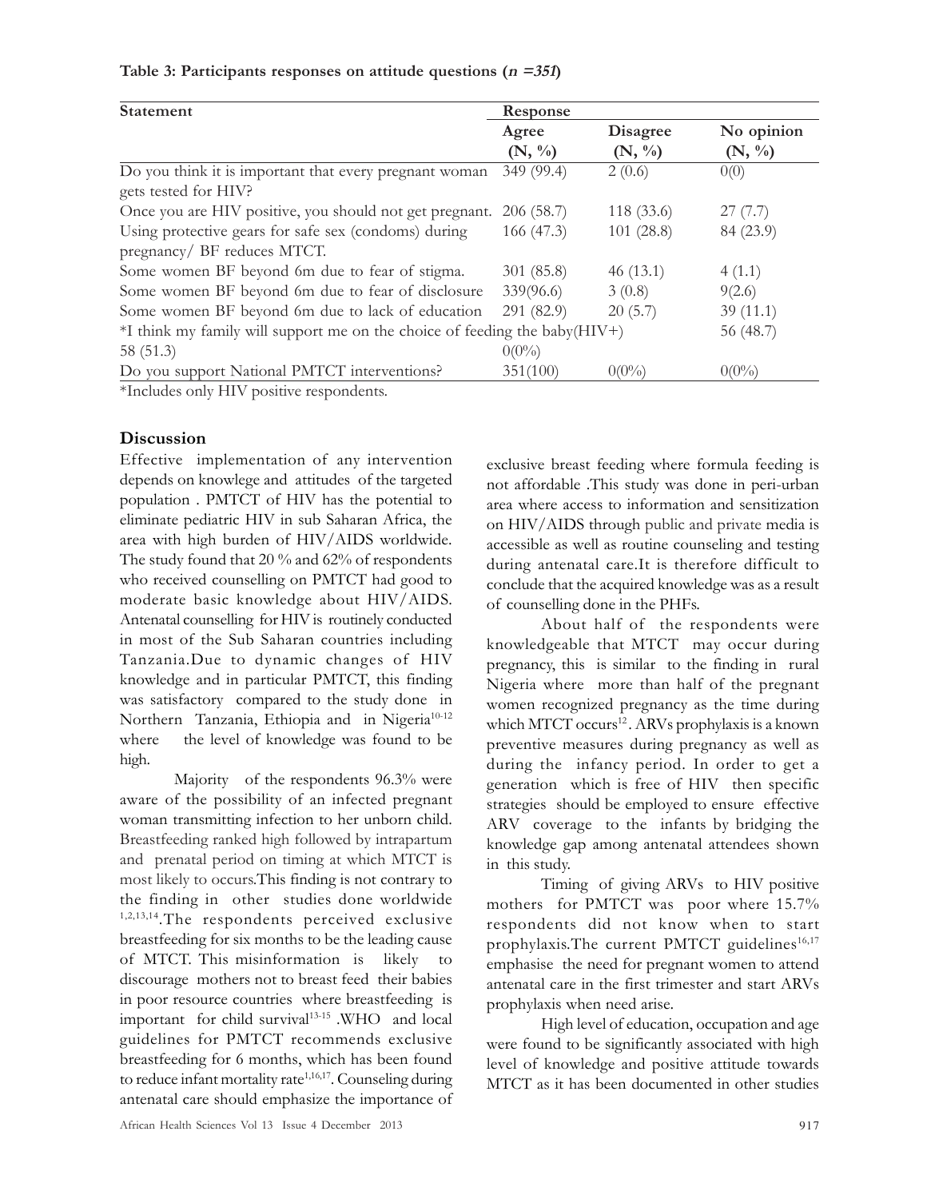**Table 3: Participants responses on attitude questions (*n* =*351*)**

| Statement | Response | | |
|---|---|---|---|
| | Agree (N, %) | Disagree (N, %) | No opinion (N, %) |
| Do you think it is important that every pregnant woman gets tested for HIV? | 349 (99.4) | 2 (0.6) | 0(0) |
| Once you are HIV positive, you should not get pregnant. | 206 (58.7) | 118 (33.6) | 27 (7.7) |
| Using protective gears for safe sex (condoms) during pregnancy/ BF reduces MTCT. | 166 (47.3) | 101 (28.8) | 84 (23.9) |
| Some women BF beyond 6m due to fear of stigma. | 301 (85.8) | 46 (13.1) | 4 (1.1) |
| Some women BF beyond 6m due to fear of disclosure | 339(96.6) | 3 (0.8) | 9(2.6) |
| Some women BF beyond 6m due to lack of education | 291 (82.9) | 20 (5.7) | 39 (11.1) |
| *I think my family will support me on the choice of feeding the baby(HIV+) | 58 (51.3) | 0(0%) | 56 (48.7) |
| Do you support National PMTCT interventions? | 351(100) | 0(0%) | 0(0%) |

*Includes only HIV positive respondents.

## Discussion

Effective implementation of any intervention depends on knowlege and attitudes of the targeted population . PMTCT of HIV has the potential to eliminate pediatric HIV in sub Saharan Africa, the area with high burden of HIV/AIDS worldwide. The study found that 20 % and 62% of respondents who received counselling on PMTCT had good to moderate basic knowledge about HIV/AIDS. Antenatal counselling for HIV is routinely conducted in most of the Sub Saharan countries including Tanzania.Due to dynamic changes of HIV knowledge and in particular PMTCT, this finding was satisfactory compared to the study done in Northern Tanzania, Ethiopia and in Nigeria[10-12] where the level of knowledge was found to be high.

Majority of the respondents 96.3% were aware of the possibility of an infected pregnant woman transmitting infection to her unborn child. Breastfeeding ranked high followed by intrapartum and prenatal period on timing at which MTCT is most likely to occurs.This finding is not contrary to the finding in other studies done worldwide [1,2,13,14].The respondents perceived exclusive breastfeeding for six months to be the leading cause of MTCT. This misinformation is likely to discourage mothers not to breast feed their babies in poor resource countries where breastfeeding is important for child survival[13-15] .WHO and local guidelines for PMTCT recommends exclusive breastfeeding for 6 months, which has been found to reduce infant mortality rate[1,16,17]. Counseling during antenatal care should emphasize the importance of exclusive breast feeding where formula feeding is not affordable .This study was done in peri-urban area where access to information and sensitization on HIV/AIDS through public and private media is accessible as well as routine counseling and testing during antenatal care.It is therefore difficult to conclude that the acquired knowledge was as a result of counselling done in the PHFs.

About half of the respondents were knowledgeable that MTCT may occur during pregnancy, this is similar to the finding in rural Nigeria where more than half of the pregnant women recognized pregnancy as the time during which MTCT occurs[12]. ARVs prophylaxis is a known preventive measures during pregnancy as well as during the infancy period. In order to get a generation which is free of HIV then specific strategies should be employed to ensure effective ARV coverage to the infants by bridging the knowledge gap among antenatal attendees shown in this study.

Timing of giving ARVs to HIV positive mothers for PMTCT was poor where 15.7% respondents did not know when to start prophylaxis.The current PMTCT guidelines[16,17] emphasise the need for pregnant women to attend antenatal care in the first trimester and start ARVs prophylaxis when need arise.

High level of education, occupation and age were found to be significantly associated with high level of knowledge and positive attitude towards MTCT as it has been documented in other studies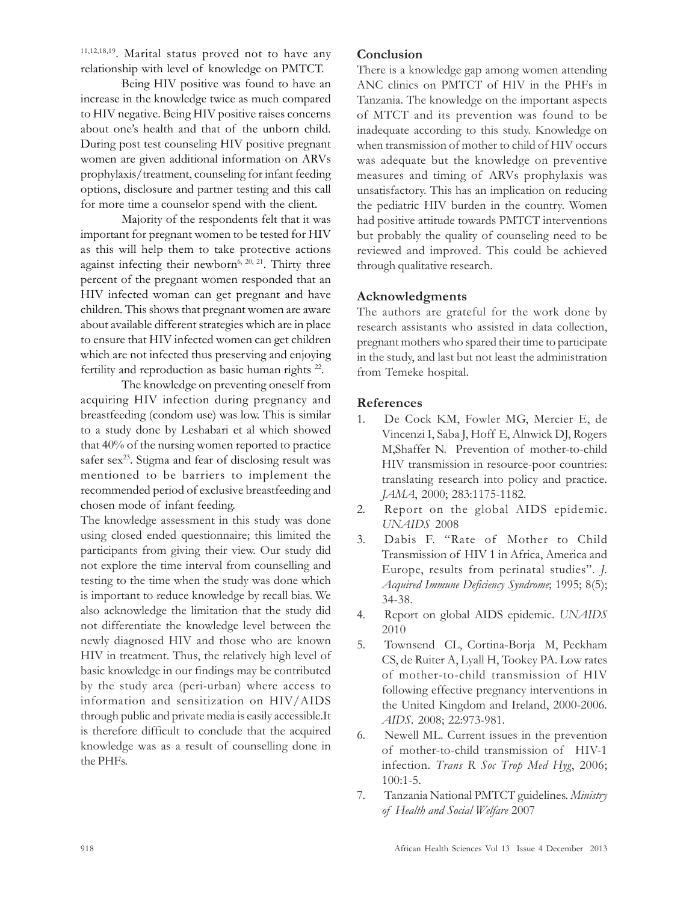[11,12,18,19]. Marital status proved not to have any relationship with level of knowledge on PMTCT.

Being HIV positive was found to have an increase in the knowledge twice as much compared to HIV negative. Being HIV positive raises concerns about one's health and that of the unborn child. During post test counseling HIV positive pregnant women are given additional information on ARVs prophylaxis/treatment, counseling for infant feeding options, disclosure and partner testing and this call for more time a counselor spend with the client.

Majority of the respondents felt that it was important for pregnant women to be tested for HIV as this will help them to take protective actions against infecting their newborn[6, 20, 21]. Thirty three percent of the pregnant women responded that an HIV infected woman can get pregnant and have children. This shows that pregnant women are aware about available different strategies which are in place to ensure that HIV infected women can get children which are not infected thus preserving and enjoying fertility and reproduction as basic human rights [22].

The knowledge on preventing oneself from acquiring HIV infection during pregnancy and breastfeeding (condom use) was low. This is similar to a study done by Leshabari et al which showed that 40% of the nursing women reported to practice safer sex[23]. Stigma and fear of disclosing result was mentioned to be barriers to implement the recommended period of exclusive breastfeeding and chosen mode of infant feeding.

The knowledge assessment in this study was done using closed ended questionnaire; this limited the participants from giving their view. Our study did not explore the time interval from counselling and testing to the time when the study was done which is important to reduce knowledge by recall bias. We also acknowledge the limitation that the study did not differentiate the knowledge level between the newly diagnosed HIV and those who are known HIV in treatment. Thus, the relatively high level of basic knowledge in our findings may be contributed by the study area (peri-urban) where access to information and sensitization on HIV/AIDS through public and private media is easily accessible.It is therefore difficult to conclude that the acquired knowledge was as a result of counselling done in the PHFs.

## Conclusion

There is a knowledge gap among women attending ANC clinics on PMTCT of HIV in the PHFs in Tanzania. The knowledge on the important aspects of MTCT and its prevention was found to be inadequate according to this study. Knowledge on when transmission of mother to child of HIV occurs was adequate but the knowledge on preventive measures and timing of ARVs prophylaxis was unsatisfactory. This has an implication on reducing the pediatric HIV burden in the country. Women had positive attitude towards PMTCT interventions but probably the quality of counseling need to be reviewed and improved. This could be achieved through qualitative research.

## Acknowledgments

The authors are grateful for the work done by research assistants who assisted in data collection, pregnant mothers who spared their time to participate in the study, and last but not least the administration from Temeke hospital.

## References

1. De Cock KM, Fowler MG, Mercier E, de Vincenzi I, Saba J, Hoff E, Alnwick DJ, Rogers M,Shaffer N. Prevention of mother-to-child HIV transmission in resource-poor countries: translating research into policy and practice. *JAMA*, 2000; 283:1175-1182.
2. Report on the global AIDS epidemic. *UNAIDS* 2008
3. Dabis F. "Rate of Mother to Child Transmission of HIV 1 in Africa, America and Europe, results from perinatal studies". *J. Acquired Immune Deficiency Syndrome*; 1995; 8(5); 34-38.
4. Report on global AIDS epidemic. *UNAIDS* 2010
5. Townsend CL, Cortina-Borja M, Peckham CS, de Ruiter A, Lyall H, Tookey PA. Low rates of mother-to-child transmission of HIV following effective pregnancy interventions in the United Kingdom and Ireland, 2000-2006. *AIDS*. 2008; 22:973-981.
6. Newell ML. Current issues in the prevention of mother-to-child transmission of HIV-1 infection. *Trans R Soc Trop Med Hyg*, 2006; 100:1-5.
7. Tanzania National PMTCT guidelines. *Ministry of Health and Social Welfare* 2007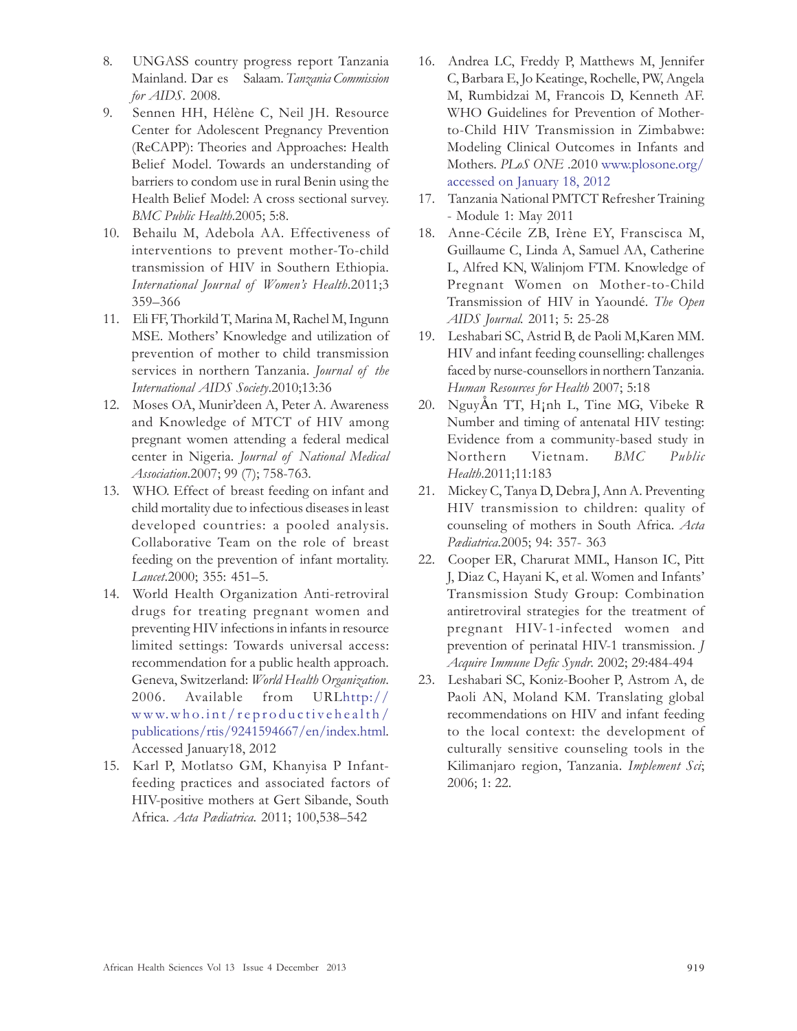8. UNGASS country progress report Tanzania Mainland. Dar es Salaam. *Tanzania Commission for AIDS*. 2008.
9. Sennen HH, Hélène C, Neil JH. Resource Center for Adolescent Pregnancy Prevention (ReCAPP): Theories and Approaches: Health Belief Model. Towards an understanding of barriers to condom use in rural Benin using the Health Belief Model: A cross sectional survey. *BMC Public Health*.2005; 5:8.
10. Behailu M, Adebola AA. Effectiveness of interventions to prevent mother-To-child transmission of HIV in Southern Ethiopia. *International Journal of Women's Health*.2011;3 359–366
11. Eli FF, Thorkild T, Marina M, Rachel M, Ingunn MSE. Mothers' Knowledge and utilization of prevention of mother to child transmission services in northern Tanzania. *Journal of the International AIDS Society*.2010;13:36
12. Moses OA, Munir'deen A, Peter A. Awareness and Knowledge of MTCT of HIV among pregnant women attending a federal medical center in Nigeria. *Journal of National Medical Association*.2007; 99 (7); 758-763.
13. WHO. Effect of breast feeding on infant and child mortality due to infectious diseases in least developed countries: a pooled analysis. Collaborative Team on the role of breast feeding on the prevention of infant mortality. *Lancet*.2000; 355: 451–5.
14. World Health Organization Anti-retroviral drugs for treating pregnant women and preventing HIV infections in infants in resource limited settings: Towards universal access: recommendation for a public health approach. Geneva, Switzerland: *World Health Organization*. 2006. Available from URLhttp://www.who.int/reproductivehealth/publications/rtis/9241594667/en/index.html. Accessed January18, 2012
15. Karl P, Motlatso GM, Khanyisa P Infant-feeding practices and associated factors of HIV-positive mothers at Gert Sibande, South Africa. *Acta Pædiatrica*. 2011; 100,538–542
16. Andrea LC, Freddy P, Matthews M, Jennifer C, Barbara E, Jo Keatinge, Rochelle, PW, Angela M, Rumbidzai M, Francois D, Kenneth AF. WHO Guidelines for Prevention of Mother-to-Child HIV Transmission in Zimbabwe: Modeling Clinical Outcomes in Infants and Mothers. *PLoS ONE* .2010 www.plosone.org/ accessed on January 18, 2012
17. Tanzania National PMTCT Refresher Training - Module 1: May 2011
18. Anne-Cécile ZB, Irène EY, Franscisca M, Guillaume C, Linda A, Samuel AA, Catherine L, Alfred KN, Walinjom FTM. Knowledge of Pregnant Women on Mother-to-Child Transmission of HIV in Yaoundé. *The Open AIDS Journal.* 2011; 5: 25-28
19. Leshabari SC, Astrid B, de Paoli M,Karen MM. HIV and infant feeding counselling: challenges faced by nurse-counsellors in northern Tanzania. *Human Resources for Health* 2007; 5:18
20. NguyÅn TT, H¡nh L, Tine MG, Vibeke R Number and timing of antenatal HIV testing: Evidence from a community-based study in Northern Vietnam. *BMC Public Health*.2011;11:183
21. Mickey C, Tanya D, Debra J, Ann A. Preventing HIV transmission to children: quality of counseling of mothers in South Africa. *Acta Pædiatrica*.2005; 94: 357- 363
22. Cooper ER, Charurat MML, Hanson IC, Pitt J, Diaz C, Hayani K, et al. Women and Infants' Transmission Study Group: Combination antiretroviral strategies for the treatment of pregnant HIV-1-infected women and prevention of perinatal HIV-1 transmission. *J Acquire Immune Defic Syndr.* 2002; 29:484-494
23. Leshabari SC, Koniz-Booher P, Astrom A, de Paoli AN, Moland KM. Translating global recommendations on HIV and infant feeding to the local context: the development of culturally sensitive counseling tools in the Kilimanjaro region, Tanzania. *Implement Sci*; 2006; 1: 22.